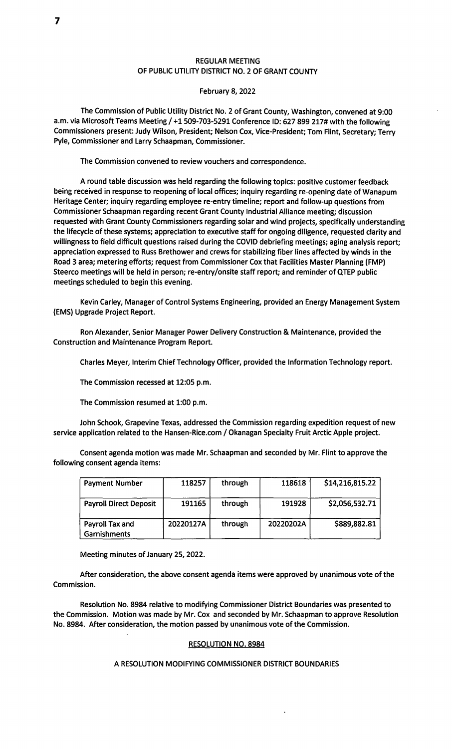# REGULAR MEETING
## OF PUBLIC UTILITY DISTRICT NO. 2 OF GRANT COUNTY

February 8, 2022

The Commission of Public Utility District No. 2 of Grant County, Washington, convened at 9:00 a.m. via Microsoft Teams Meeting / +1 509-703-5291 Conference ID: 627 899 217# with the following Commissioners present: Judy Wilson, President; Nelson Cox, Vice-President; Tom Flint, Secretary; Terry Pyle, Commissioner and Larry Schaapman, Commissioner.

The Commission convened to review vouchers and correspondence.

A round table discussion was held regarding the following topics: positive customer feedback being received in response to reopening of local offices; inquiry regarding re-opening date of Wanapum Heritage Center; inquiry regarding employee re-entry timeline; report and follow-up questions from Commissioner Schaapman regarding recent Grant County Industrial Alliance meeting; discussion requested with Grant County Commissioners regarding solar and wind projects, specifically understanding the lifecycle of these systems; appreciation to executive staff for ongoing diligence, requested clarity and willingness to field difficult questions raised during the COVID debriefing meetings; aging analysis report; appreciation expressed to Russ Brethower and crews for stabilizing fiber lines affected by winds in the Road 3 area; metering efforts; request from Commissioner Cox that Facilities Master Planning (FMP) Steerco meetings will be held in person; re-entry/onsite staff report; and reminder of QTEP public meetings scheduled to begin this evening.

Kevin Carley, Manager of Control Systems Engineering, provided an Energy Management System (EMS) Upgrade Project Report.

Ron Alexander, Senior Manager Power Delivery Construction & Maintenance, provided the Construction and Maintenance Program Report.

Charles Meyer, Interim Chief Technology Officer, provided the Information Technology report.

The Commission recessed at 12:05 p.m.

The Commission resumed at 1:00 p.m.

John Schook, Grapevine Texas, addressed the Commission regarding expedition request of new service application related to the Hansen-Rice.com / Okanagan Specialty Fruit Arctic Apple project.

Consent agenda motion was made Mr. Schaapman and seconded by Mr. Flint to approve the following consent agenda items:

| Payment Number | 118257 | through | 118618 | $14,216,815.22 |
|---|---|---|---|---|
| Payroll Direct Deposit | 191165 | through | 191928 | $2,056,532.71 |
| Payroll Tax and Garnishments | 20220127A | through | 20220202A | $889,882.81 |

Meeting minutes of January 25, 2022.

After consideration, the above consent agenda items were approved by unanimous vote of the Commission.

Resolution No. 8984 relative to modifying Commissioner District Boundaries was presented to the Commission. Motion was made by Mr. Cox and seconded by Mr. Schaapman to approve Resolution No. 8984. After consideration, the motion passed by unanimous vote of the Commission.

## RESOLUTION NO. 8984

### A RESOLUTION MODIFYING COMMISSIONER DISTRICT BOUNDARIES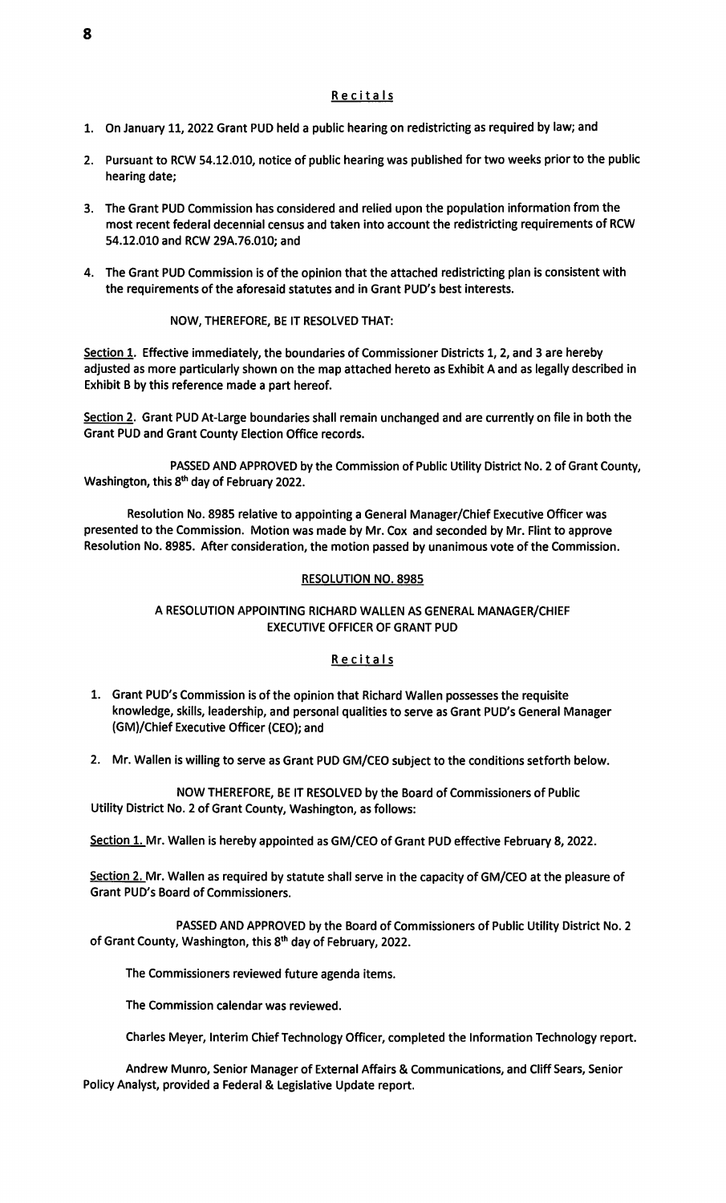## Recitals

1. On January 11, 2022 Grant PUD held a public hearing on redistricting as required by law; and

2. Pursuant to RCW 54.12.010, notice of public hearing was published for two weeks prior to the public hearing date;

3. The Grant PUD Commission has considered and relied upon the population information from the most recent federal decennial census and taken into account the redistricting requirements of RCW 54.12.010 and RCW 29A.76.010; and

4. The Grant PUD Commission is of the opinion that the attached redistricting plan is consistent with the requirements of the aforesaid statutes and in Grant PUD's best interests.

NOW, THEREFORE, BE IT RESOLVED THAT:

Section 1. Effective immediately, the boundaries of Commissioner Districts 1, 2, and 3 are hereby adjusted as more particularly shown on the map attached hereto as Exhibit A and as legally described in Exhibit B by this reference made a part hereof.

Section 2. Grant PUD At-Large boundaries shall remain unchanged and are currently on file in both the Grant PUD and Grant County Election Office records.

PASSED AND APPROVED by the Commission of Public Utility District No. 2 of Grant County, Washington, this 8th day of February 2022.

Resolution No. 8985 relative to appointing a General Manager/Chief Executive Officer was presented to the Commission. Motion was made by Mr. Cox and seconded by Mr. Flint to approve Resolution No. 8985. After consideration, the motion passed by unanimous vote of the Commission.

## RESOLUTION NO. 8985

### A RESOLUTION APPOINTING RICHARD WALLEN AS GENERAL MANAGER/CHIEF EXECUTIVE OFFICER OF GRANT PUD

## Recitals

1. Grant PUD's Commission is of the opinion that Richard Wallen possesses the requisite knowledge, skills, leadership, and personal qualities to serve as Grant PUD's General Manager (GM)/Chief Executive Officer (CEO); and

2. Mr. Wallen is willing to serve as Grant PUD GM/CEO subject to the conditions setforth below.

NOW THEREFORE, BE IT RESOLVED by the Board of Commissioners of Public Utility District No. 2 of Grant County, Washington, as follows:

Section 1. Mr. Wallen is hereby appointed as GM/CEO of Grant PUD effective February 8, 2022.

Section 2. Mr. Wallen as required by statute shall serve in the capacity of GM/CEO at the pleasure of Grant PUD's Board of Commissioners.

PASSED AND APPROVED by the Board of Commissioners of Public Utility District No. 2 of Grant County, Washington, this 8th day of February, 2022.

The Commissioners reviewed future agenda items.

The Commission calendar was reviewed.

Charles Meyer, Interim Chief Technology Officer, completed the Information Technology report.

Andrew Munro, Senior Manager of External Affairs & Communications, and Cliff Sears, Senior Policy Analyst, provided a Federal & Legislative Update report.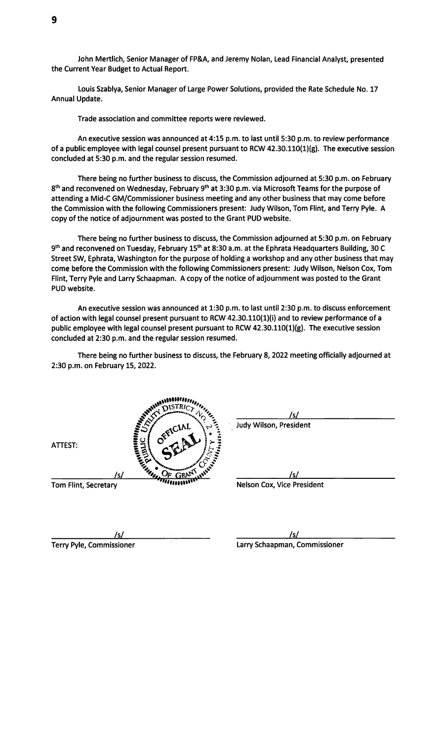John Mertlich, Senior Manager of FP&A, and Jeremy Nolan, Lead Financial Analyst, presented the Current Year Budget to Actual Report.

Louis Szablya, Senior Manager of Large Power Solutions, provided the Rate Schedule No. 17 Annual Update.

Trade association and committee reports were reviewed.

An executive session was announced at 4:15 p.m. to last until 5:30 p.m. to review performance of a public employee with legal counsel present pursuant to RCW 42.30.110(1)(g). The executive session concluded at 5:30 p.m. and the regular session resumed.

There being no further business to discuss, the Commission adjourned at 5:30 p.m. on February 8th and reconvened on Wednesday, February 9th at 3:30 p.m. via Microsoft Teams for the purpose of attending a Mid-C GM/Commissioner business meeting and any other business that may come before the Commission with the following Commissioners present: Judy Wilson, Tom Flint, and Terry Pyle. A copy of the notice of adjournment was posted to the Grant PUD website.

There being no further business to discuss, the Commission adjourned at 5:30 p.m. on February 9th and reconvened on Tuesday, February 15th at 8:30 a.m. at the Ephrata Headquarters Building, 30 C Street SW, Ephrata, Washington for the purpose of holding a workshop and any other business that may come before the Commission with the following Commissioners present: Judy Wilson, Nelson Cox, Tom Flint, Terry Pyle and Larry Schaapman. A copy of the notice of adjournment was posted to the Grant PUD website.

An executive session was announced at 1:30 p.m. to last until 2:30 p.m. to discuss enforcement of action with legal counsel present pursuant to RCW 42.30.110(1)(i) and to review performance of a public employee with legal counsel present pursuant to RCW 42.30.110(1)(g). The executive session concluded at 2:30 p.m. and the regular session resumed.

There being no further business to discuss, the February 8, 2022 meeting officially adjourned at 2:30 p.m. on February 15, 2022.

Public Utility District No. 2 of Grant County Official Seal

/s/
Judy Wilson, President

ATTEST:

/s/
Tom Flint, Secretary

/s/
Nelson Cox, Vice President

/s/
Terry Pyle, Commissioner

/s/
Larry Schaapman, Commissioner